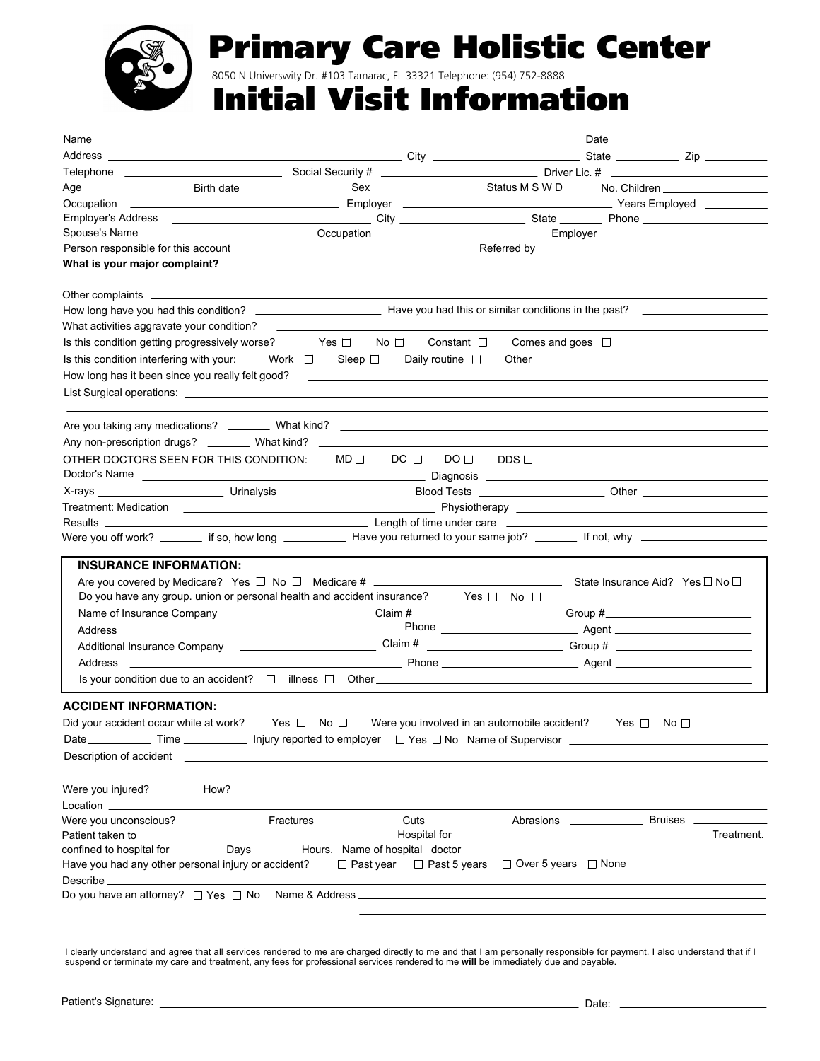# Primary Care Holistic Center

8050 N Universwity Dr. #103 Tamarac, FL 33321 Telephone: (954) 752-8888

# Initial Visit Information

Name ______________________________ Date ______________

Address ______________________________ City ______________ State ________ Zip ________

Telephone ______________ Social Security # ______________ Driver Lic. # ______________

Age ________ Birth date ________ Sex ________ Status M S W D No. Children ________

Occupation ______________ Employer ______________ Years Employed ________

Employer's Address ______________ City ______________ State ________ Phone ______________

Spouse's Name ______________ Occupation ______________ Employer ______________

Person responsible for this account ______________ Referred by ______________

**What is your major complaint?** ______________________________

Other complaints ______________________________

How long have you had this condition? ______________ Have you had this or similar conditions in the past? ______________

What activities aggravate your condition? ______________________________

Is this condition getting progressively worse? Yes ☐ No ☐ Constant ☐ Comes and goes ☐

Is this condition interfering with your: Work ☐ Sleep ☐ Daily routine ☐ Other ______________

How long has it been since you really felt good? ______________________________

List Surgical operations: ______________________________

Are you taking any medications? ________ What kind? ______________________________

Any non-prescription drugs? ________ What kind? ______________________________

OTHER DOCTORS SEEN FOR THIS CONDITION: MD ☐ DC ☐ DO ☐ DDS ☐

Doctor's Name ______________________________ Diagnosis ______________________________

X-rays ______________ Urinalysis ______________ Blood Tests ______________ Other ______________

Treatment: Medication ______________________________ Physiotherapy ______________________________

Results ______________________________ Length of time under care ______________________________

Were you off work? ________ if so, how long ________ Have you returned to your same job? ________ If not, why ______________

**INSURANCE INFORMATION:**

Are you covered by Medicare? Yes ☐ No ☐ Medicare # ______________ State Insurance Aid? Yes ☐ No ☐

Do you have any group. union or personal health and accident insurance? Yes ☐ No ☐

Name of Insurance Company ______________ Claim # ______________ Group # ______________

Address ______________ Phone ______________ Agent ______________

Additional Insurance Company ______________ Claim # ______________ Group # ______________

Address ______________ Phone ______________ Agent ______________

Is your condition due to an accident? ☐ illness ☐ Other ______________

**ACCIDENT INFORMATION:**

Did your accident occur while at work? Yes ☐ No ☐ Were you involved in an automobile accident? Yes ☐ No ☐

Date ________ Time ________ Injury reported to employer ☐ Yes ☐ No Name of Supervisor ______________

Description of accident ______________________________

Were you injured? ________ How? ______________________________

Location ______________________________

Were you unconscious? ________ Fractures ________ Cuts ________ Abrasions ________ Bruises ________

Patient taken to ______________________________ Hospital for ______________________________ Treatment.

confined to hospital for ________ Days ________ Hours. Name of hospital doctor ______________________________

Have you had any other personal injury or accident? ☐ Past year ☐ Past 5 years ☐ Over 5 years ☐ None

Describe ______________________________

Do you have an attorney? ☐ Yes ☐ No Name & Address ______________________________

I clearly understand and agree that all services rendered to me are charged directly to me and that I am personally responsible for payment. I also understand that if I suspend or terminate my care and treatment, any fees for professional services rendered to me **will** be immediately due and payable.

Patient's Signature: ______________________________ Date: ______________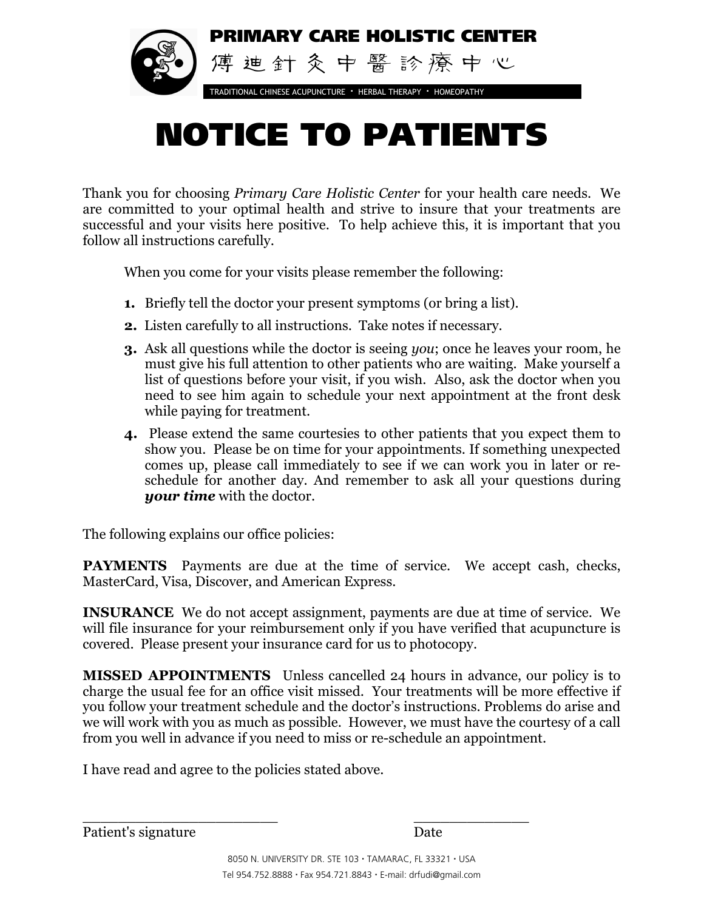**PRIMARY CARE HOLISTIC CENTER**

傅迪針灸中醫診療中心

TRADITIONAL CHINESE ACUPUNCTURE · HERBAL THERAPY · HOMEOPATHY

# NOTICE TO PATIENTS

Thank you for choosing *Primary Care Holistic Center* for your health care needs. We are committed to your optimal health and strive to insure that your treatments are successful and your visits here positive. To help achieve this, it is important that you follow all instructions carefully.

When you come for your visits please remember the following:

1. Briefly tell the doctor your present symptoms (or bring a list).
2. Listen carefully to all instructions. Take notes if necessary.
3. Ask all questions while the doctor is seeing *you*; once he leaves your room, he must give his full attention to other patients who are waiting. Make yourself a list of questions before your visit, if you wish. Also, ask the doctor when you need to see him again to schedule your next appointment at the front desk while paying for treatment.
4. Please extend the same courtesies to other patients that you expect them to show you. Please be on time for your appointments. If something unexpected comes up, please call immediately to see if we can work you in later or re-schedule for another day. And remember to ask all your questions during ***your time*** with the doctor.

The following explains our office policies:

**PAYMENTS** Payments are due at the time of service. We accept cash, checks, MasterCard, Visa, Discover, and American Express.

**INSURANCE** We do not accept assignment, payments are due at time of service. We will file insurance for your reimbursement only if you have verified that acupuncture is covered. Please present your insurance card for us to photocopy.

**MISSED APPOINTMENTS** Unless cancelled 24 hours in advance, our policy is to charge the usual fee for an office visit missed. Your treatments will be more effective if you follow your treatment schedule and the doctor's instructions. Problems do arise and we will work with you as much as possible. However, we must have the courtesy of a call from you well in advance if you need to miss or re-schedule an appointment.

I have read and agree to the policies stated above.

______________________ ______________

Patient's signature Date

8050 N. UNIVERSITY DR. STE 103 · TAMARAC, FL 33321 · USA

Tel 954.752.8888 · Fax 954.721.8843 · E-mail: drfudi@gmail.com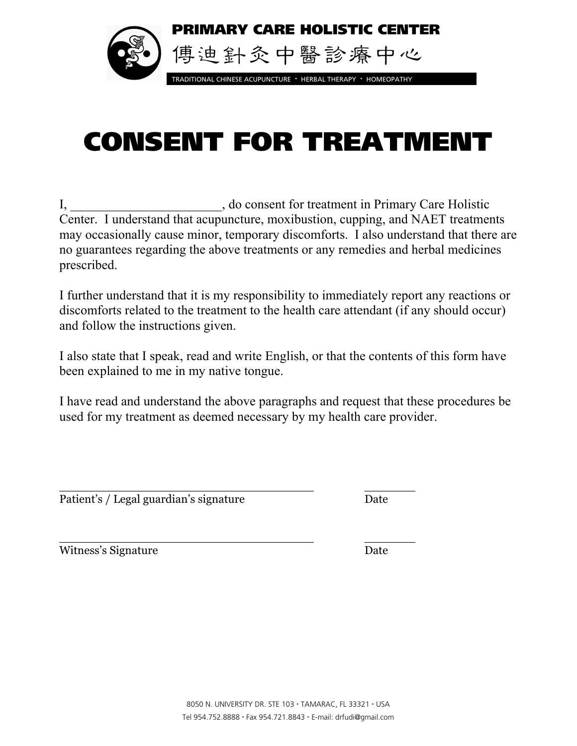**PRIMARY CARE HOLISTIC CENTER**

傳迪針灸中醫診療中心

TRADITIONAL CHINESE ACUPUNCTURE · HERBAL THERAPY · HOMEOPATHY

# CONSENT FOR TREATMENT

I, ______________________, do consent for treatment in Primary Care Holistic Center. I understand that acupuncture, moxibustion, cupping, and NAET treatments may occasionally cause minor, temporary discomforts. I also understand that there are no guarantees regarding the above treatments or any remedies and herbal medicines prescribed.

I further understand that it is my responsibility to immediately report any reactions or discomforts related to the treatment to the health care attendant (if any should occur) and follow the instructions given.

I also state that I speak, read and write English, or that the contents of this form have been explained to me in my native tongue.

I have read and understand the above paragraphs and request that these procedures be used for my treatment as deemed necessary by my health care provider.

_____________________________________ _______

Patient's / Legal guardian's signature Date

_____________________________________ _______

Witness's Signature Date

8050 N. UNIVERSITY DR. STE 103 · TAMARAC, FL 33321 · USA

Tel 954.752.8888 · Fax 954.721.8843 · E-mail: drfudi@gmail.com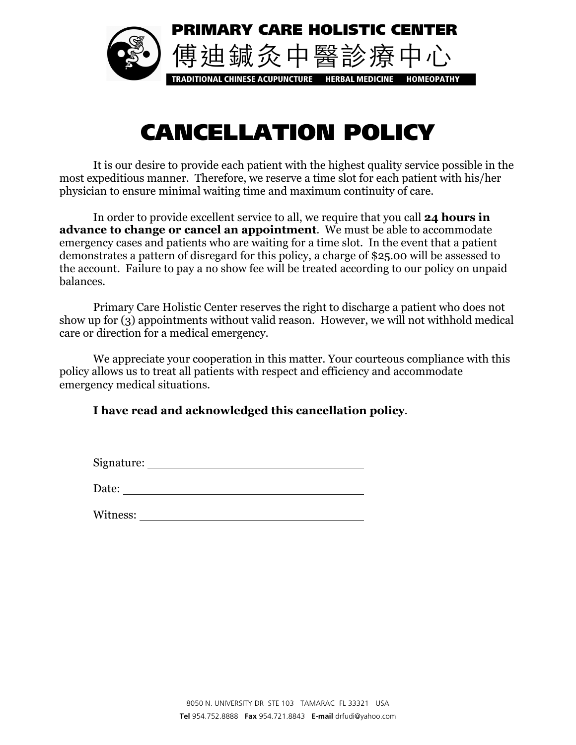**PRIMARY CARE HOLISTIC CENTER**

傅迪鍼灸中醫診療中心

**TRADITIONAL CHINESE ACUPUNCTURE HERBAL MEDICINE HOMEOPATHY**

# CANCELLATION POLICY

It is our desire to provide each patient with the highest quality service possible in the most expeditious manner. Therefore, we reserve a time slot for each patient with his/her physician to ensure minimal waiting time and maximum continuity of care.

In order to provide excellent service to all, we require that you call **24 hours in advance to change or cancel an appointment**. We must be able to accommodate emergency cases and patients who are waiting for a time slot. In the event that a patient demonstrates a pattern of disregard for this policy, a charge of $25.00 will be assessed to the account. Failure to pay a no show fee will be treated according to our policy on unpaid balances.

Primary Care Holistic Center reserves the right to discharge a patient who does not show up for (3) appointments without valid reason. However, we will not withhold medical care or direction for a medical emergency.

We appreciate your cooperation in this matter. Your courteous compliance with this policy allows us to treat all patients with respect and efficiency and accommodate emergency medical situations.

**I have read and acknowledged this cancellation policy**.

Signature: ______________________________

Date: ______________________________

Witness: ______________________________

8050 N. UNIVERSITY DR STE 103 TAMARAC FL 33321 USA

**Tel** 954.752.8888 **Fax** 954.721.8843 **E-mail** drfudi@yahoo.com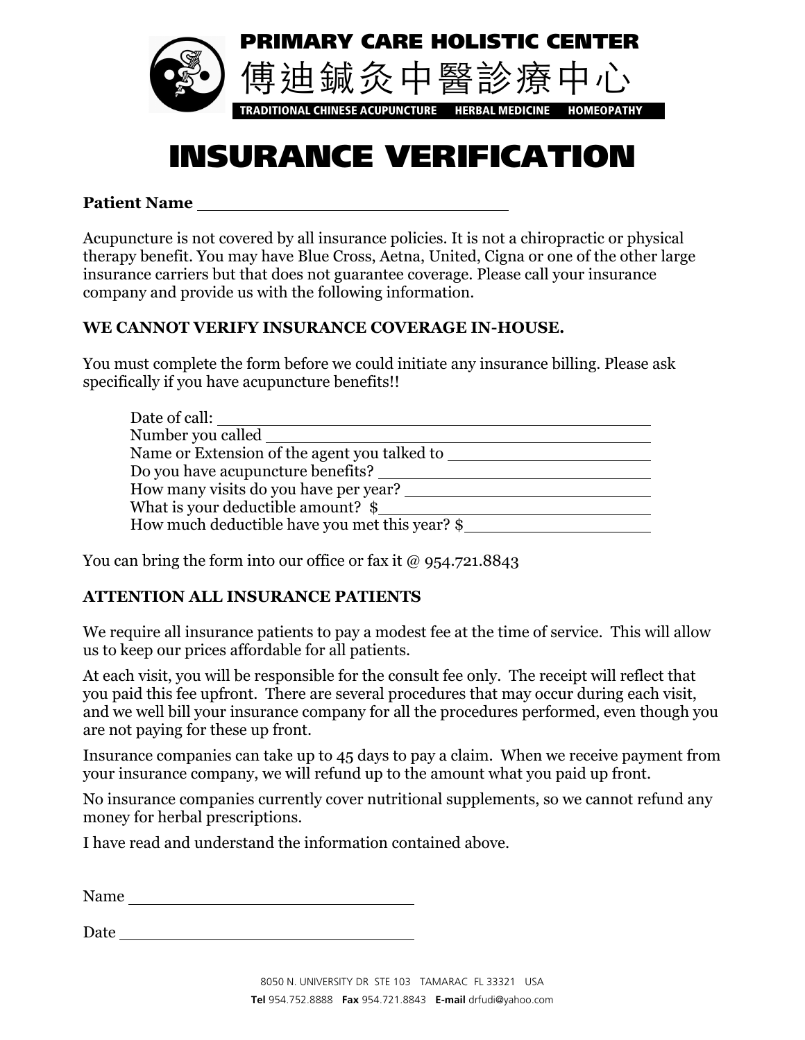# PRIMARY CARE HOLISTIC CENTER

## 傅迪鍼灸中醫診療中心

TRADITIONAL CHINESE ACUPUNCTURE HERBAL MEDICINE HOMEOPATHY

# INSURANCE VERIFICATION

**Patient Name** ______________________________

Acupuncture is not covered by all insurance policies. It is not a chiropractic or physical therapy benefit. You may have Blue Cross, Aetna, United, Cigna or one of the other large insurance carriers but that does not guarantee coverage. Please call your insurance company and provide us with the following information.

**WE CANNOT VERIFY INSURANCE COVERAGE IN-HOUSE.**

You must complete the form before we could initiate any insurance billing. Please ask specifically if you have acupuncture benefits!!

Date of call: ______________________________
Number you called ______________________________
Name or Extension of the agent you talked to ______________________________
Do you have acupuncture benefits? ______________________________
How many visits do you have per year? ______________________________
What is your deductible amount? $______________________________
How much deductible have you met this year? $______________________________

You can bring the form into our office or fax it @ 954.721.8843

**ATTENTION ALL INSURANCE PATIENTS**

We require all insurance patients to pay a modest fee at the time of service. This will allow us to keep our prices affordable for all patients.

At each visit, you will be responsible for the consult fee only. The receipt will reflect that you paid this fee upfront. There are several procedures that may occur during each visit, and we well bill your insurance company for all the procedures performed, even though you are not paying for these up front.

Insurance companies can take up to 45 days to pay a claim. When we receive payment from your insurance company, we will refund up to the amount what you paid up front.

No insurance companies currently cover nutritional supplements, so we cannot refund any money for herbal prescriptions.

I have read and understand the information contained above.

Name ______________________________

Date ______________________________

8050 N. UNIVERSITY DR STE 103 TAMARAC FL 33321 USA

**Tel** 954.752.8888 **Fax** 954.721.8843 **E-mail** drfudi@yahoo.com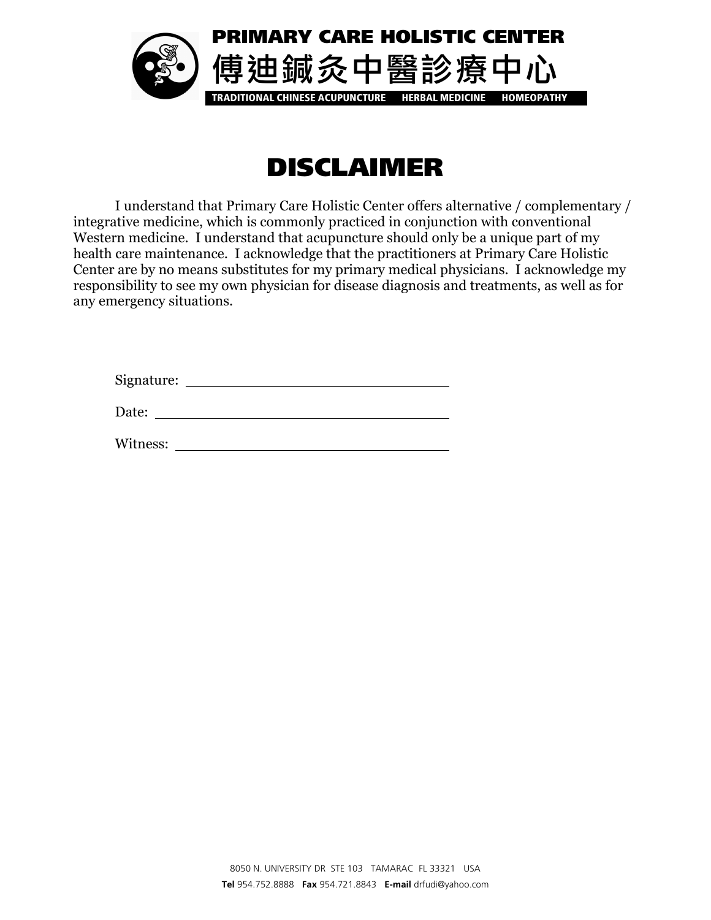**PRIMARY CARE HOLISTIC CENTER**

**傅迪鍼灸中醫診療中心**

**TRADITIONAL CHINESE ACUPUNCTURE HERBAL MEDICINE HOMEOPATHY**

# DISCLAIMER

I understand that Primary Care Holistic Center offers alternative / complementary / integrative medicine, which is commonly practiced in conjunction with conventional Western medicine. I understand that acupuncture should only be a unique part of my health care maintenance. I acknowledge that the practitioners at Primary Care Holistic Center are by no means substitutes for my primary medical physicians. I acknowledge my responsibility to see my own physician for disease diagnosis and treatments, as well as for any emergency situations.

Signature: ______________________________

Date: ______________________________

Witness: ______________________________

8050 N. UNIVERSITY DR STE 103 TAMARAC FL 33321 USA

**Tel** 954.752.8888 **Fax** 954.721.8843 **E-mail** drfudi@yahoo.com